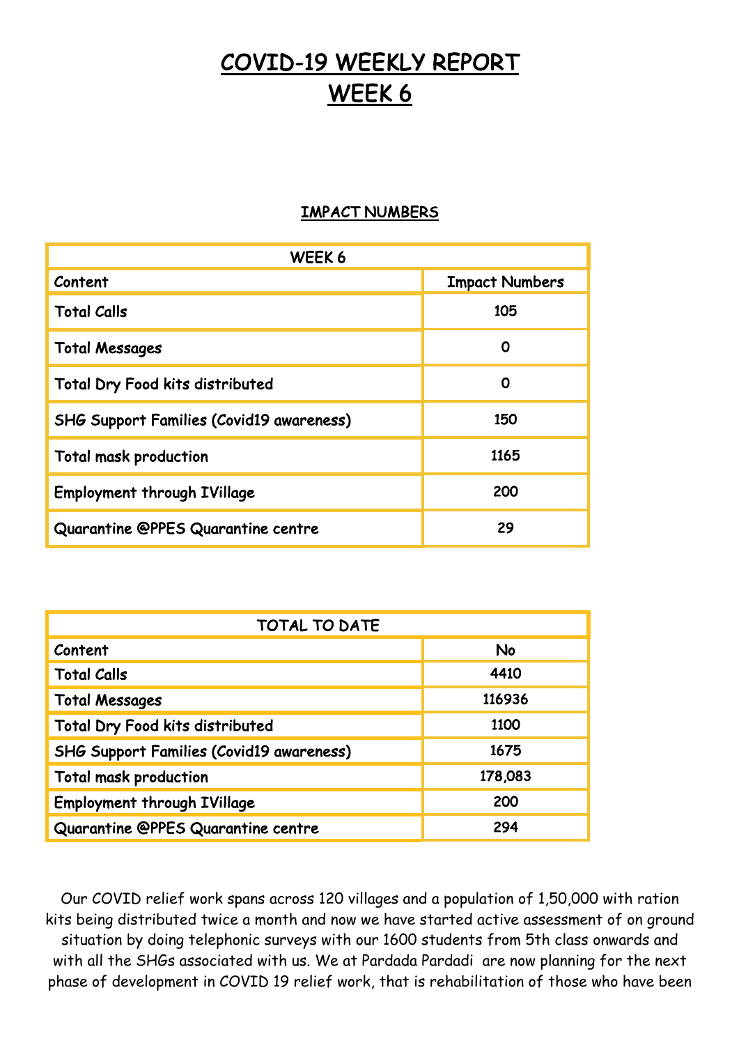# COVID-19 WEEKLY REPORT
# WEEK 6

## IMPACT NUMBERS

| WEEK 6 | |
|---|---|
| Content | Impact Numbers |
| Total Calls | 105 |
| Total Messages | 0 |
| Total Dry Food kits distributed | 0 |
| SHG Support Families (Covid19 awareness) | 150 |
| Total mask production | 1165 |
| Employment through IVillage | 200 |
| Quarantine @PPES Quarantine centre | 29 |

| TOTAL TO DATE | |
|---|---|
| Content | No |
| Total Calls | 4410 |
| Total Messages | 116936 |
| Total Dry Food kits distributed | 1100 |
| SHG Support Families (Covid19 awareness) | 1675 |
| Total mask production | 178,083 |
| Employment through IVillage | 200 |
| Quarantine @PPES Quarantine centre | 294 |

Our COVID relief work spans across 120 villages and a population of 1,50,000 with ration kits being distributed twice a month and now we have started active assessment of on ground situation by doing telephonic surveys with our 1600 students from 5th class onwards and with all the SHGs associated with us. We at Pardada Pardadi are now planning for the next phase of development in COVID 19 relief work, that is rehabilitation of those who have been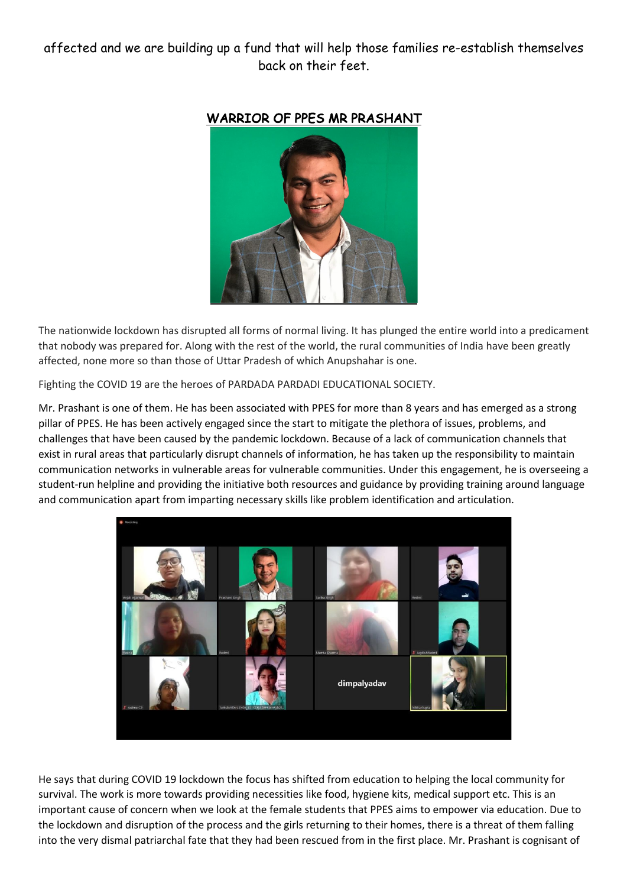affected and we are building up a fund that will help those families re-establish themselves back on their feet.

## WARRIOR OF PPES MR PRASHANT

The nationwide lockdown has disrupted all forms of normal living. It has plunged the entire world into a predicament that nobody was prepared for. Along with the rest of the world, the rural communities of India have been greatly affected, none more so than those of Uttar Pradesh of which Anupshahar is one.

Fighting the COVID 19 are the heroes of PARDADA PARDADI EDUCATIONAL SOCIETY.

Mr. Prashant is one of them. He has been associated with PPES for more than 8 years and has emerged as a strong pillar of PPES. He has been actively engaged since the start to mitigate the plethora of issues, problems, and challenges that have been caused by the pandemic lockdown. Because of a lack of communication channels that exist in rural areas that particularly disrupt channels of information, he has taken up the responsibility to maintain communication networks in vulnerable areas for vulnerable communities. Under this engagement, he is overseeing a student-run helpline and providing the initiative both resources and guidance by providing training around language and communication apart from imparting necessary skills like problem identification and articulation.

He says that during COVID 19 lockdown the focus has shifted from education to helping the local community for survival. The work is more towards providing necessities like food, hygiene kits, medical support etc. This is an important cause of concern when we look at the female students that PPES aims to empower via education. Due to the lockdown and disruption of the process and the girls returning to their homes, there is a threat of them falling into the very dismal patriarchal fate that they had been rescued from in the first place. Mr. Prashant is cognisant of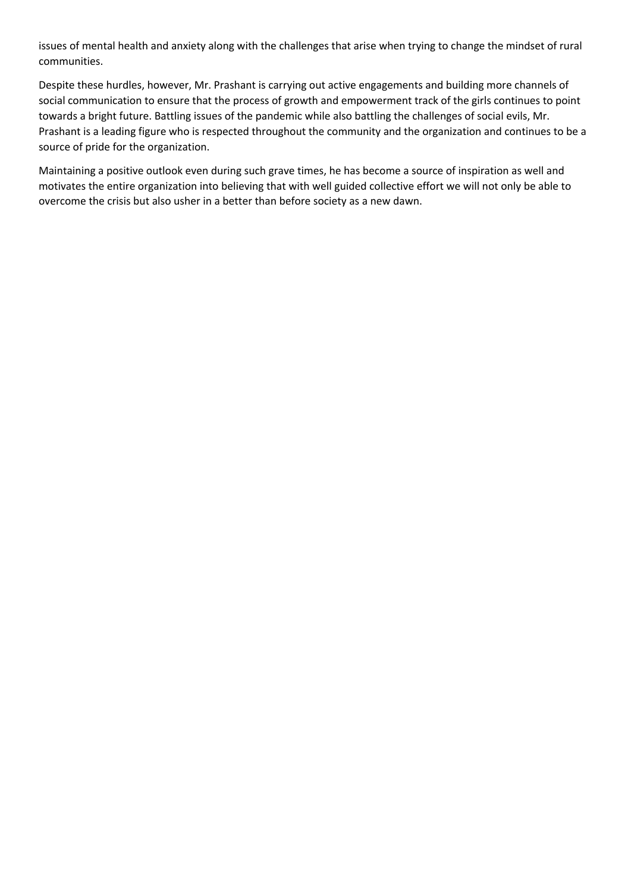issues of mental health and anxiety along with the challenges that arise when trying to change the mindset of rural communities.

Despite these hurdles, however, Mr. Prashant is carrying out active engagements and building more channels of social communication to ensure that the process of growth and empowerment track of the girls continues to point towards a bright future. Battling issues of the pandemic while also battling the challenges of social evils, Mr. Prashant is a leading figure who is respected throughout the community and the organization and continues to be a source of pride for the organization.

Maintaining a positive outlook even during such grave times, he has become a source of inspiration as well and motivates the entire organization into believing that with well guided collective effort we will not only be able to overcome the crisis but also usher in a better than before society as a new dawn.